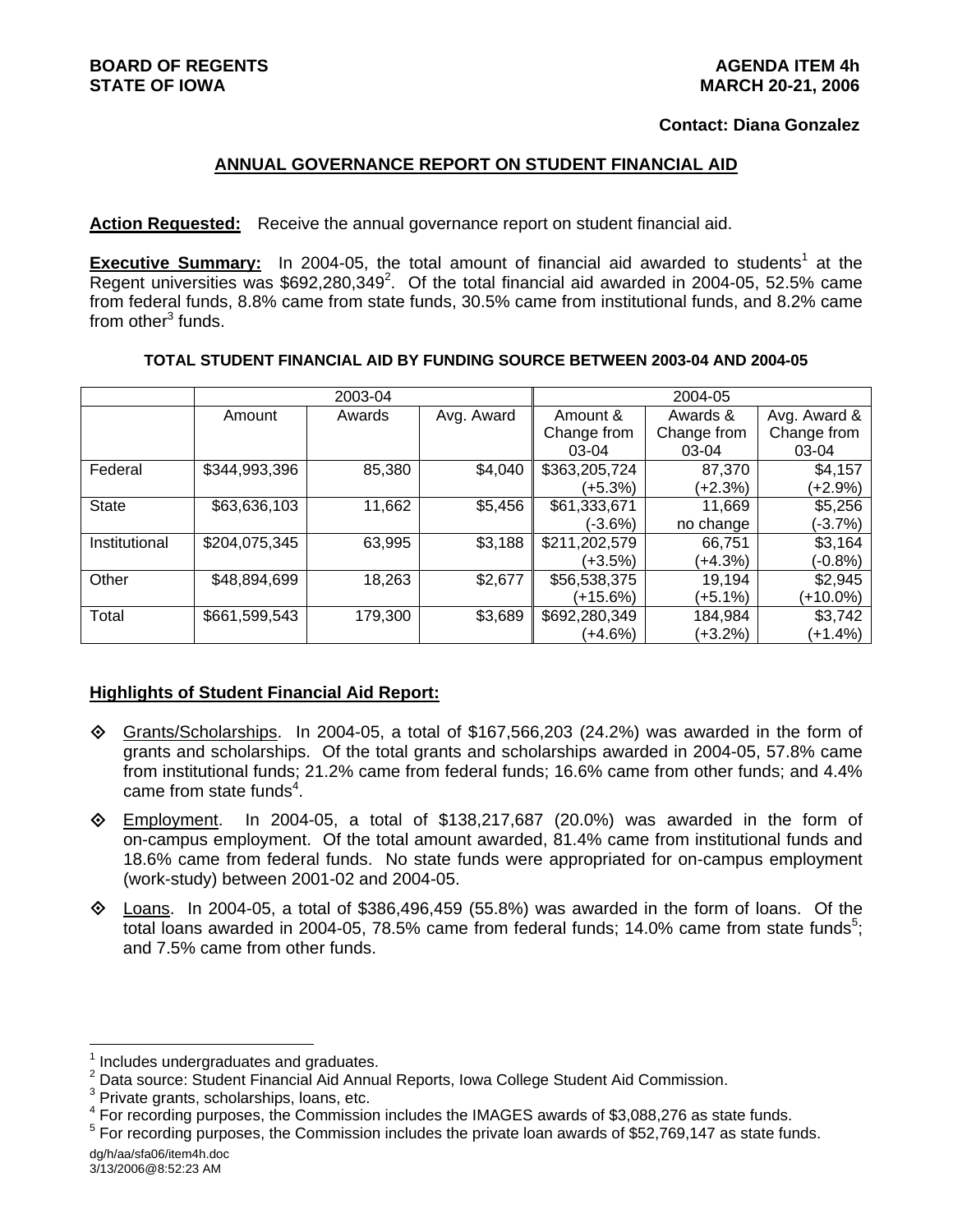**BOARD OF REGENTS**
**STATE OF IOWA**

**AGENDA ITEM 4h**
**MARCH 20-21, 2006**

**Contact: Diana Gonzalez**

## ANNUAL GOVERNANCE REPORT ON STUDENT FINANCIAL AID

**Action Requested:** Receive the annual governance report on student financial aid.

**Executive Summary:** In 2004-05, the total amount of financial aid awarded to students[1] at the Regent universities was $692,280,349[2]. Of the total financial aid awarded in 2004-05, 52.5% came from federal funds, 8.8% came from state funds, 30.5% came from institutional funds, and 8.2% came from other[3] funds.

**TOTAL STUDENT FINANCIAL AID BY FUNDING SOURCE BETWEEN 2003-04 AND 2004-05**

| | 2003-04 | | | 2004-05 | | |
|---|---|---|---|---|---|---|
| | Amount | Awards | Avg. Award | Amount & Change from 03-04 | Awards & Change from 03-04 | Avg. Award & Change from 03-04 |
| Federal | $344,993,396 | 85,380 | $4,040 | $363,205,724 (+5.3%) | 87,370 (+2.3%) | $4,157 (+2.9%) |
| State | $63,636,103 | 11,662 | $5,456 | $61,333,671 (-3.6%) | 11,669 no change | $5,256 (-3.7%) |
| Institutional | $204,075,345 | 63,995 | $3,188 | $211,202,579 (+3.5%) | 66,751 (+4.3%) | $3,164 (-0.8%) |
| Other | $48,894,699 | 18,263 | $2,677 | $56,538,375 (+15.6%) | 19,194 (+5.1%) | $2,945 (+10.0%) |
| Total | $661,599,543 | 179,300 | $3,689 | $692,280,349 (+4.6%) | 184,984 (+3.2%) | $3,742 (+1.4%) |

### Highlights of Student Financial Aid Report:

- Grants/Scholarships. In 2004-05, a total of $167,566,203 (24.2%) was awarded in the form of grants and scholarships. Of the total grants and scholarships awarded in 2004-05, 57.8% came from institutional funds; 21.2% came from federal funds; 16.6% came from other funds; and 4.4% came from state funds[4].

- Employment. In 2004-05, a total of $138,217,687 (20.0%) was awarded in the form of on-campus employment. Of the total amount awarded, 81.4% came from institutional funds and 18.6% came from federal funds. No state funds were appropriated for on-campus employment (work-study) between 2001-02 and 2004-05.

- Loans. In 2004-05, a total of $386,496,459 (55.8%) was awarded in the form of loans. Of the total loans awarded in 2004-05, 78.5% came from federal funds; 14.0% came from state funds[5]; and 7.5% came from other funds.

---

[1] Includes undergraduates and graduates.
[2] Data source: Student Financial Aid Annual Reports, Iowa College Student Aid Commission.
[3] Private grants, scholarships, loans, etc.
[4] For recording purposes, the Commission includes the IMAGES awards of $3,088,276 as state funds.
[5] For recording purposes, the Commission includes the private loan awards of $52,769,147 as state funds.

dg/h/aa/sfa06/item4h.doc
3/13/2006@8:52:23 AM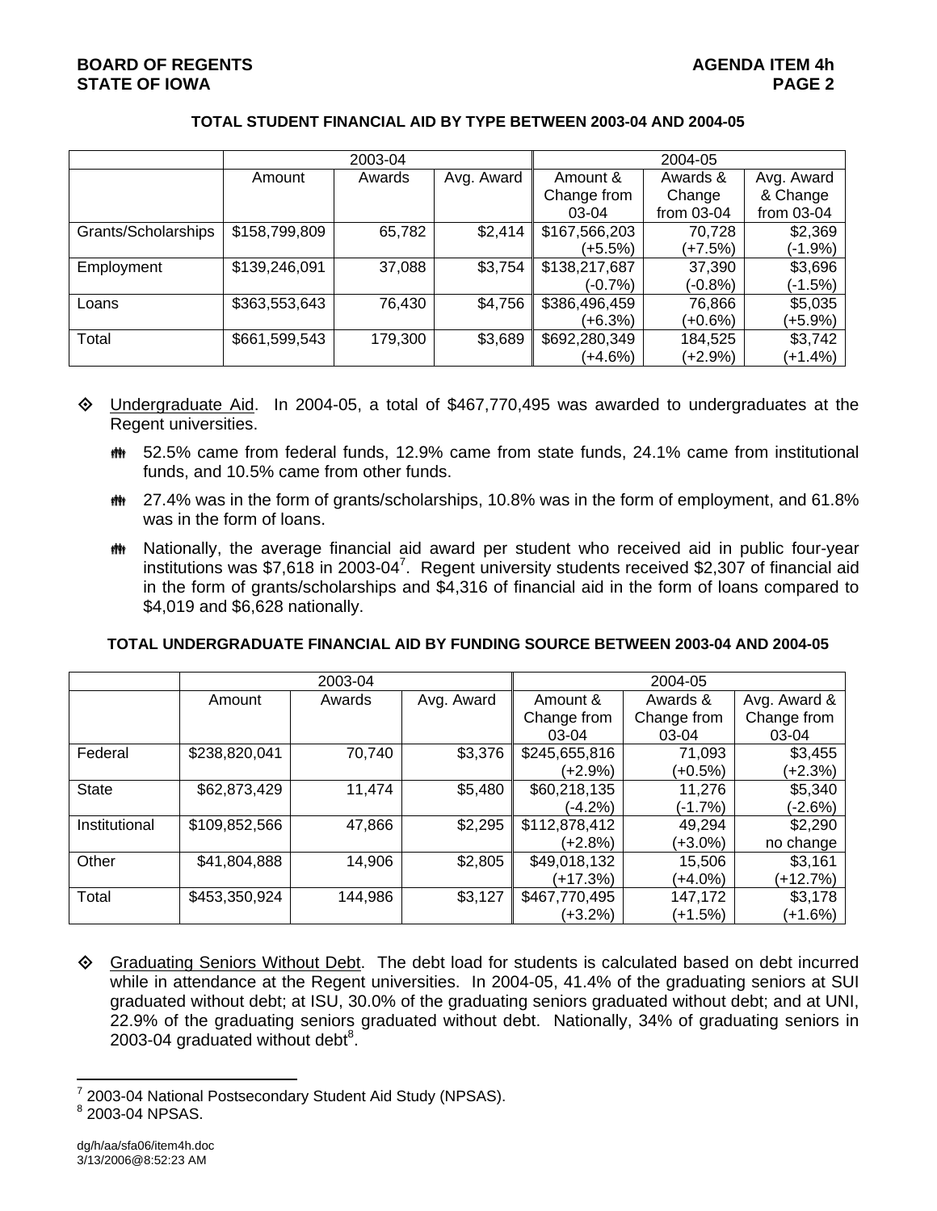**TOTAL STUDENT FINANCIAL AID BY TYPE BETWEEN 2003-04 AND 2004-05**

| | 2003-04 | | | 2004-05 | | |
|---|---|---|---|---|---|---|
| | Amount | Awards | Avg. Award | Amount & Change from 03-04 | Awards & Change from 03-04 | Avg. Award & Change from 03-04 |
| Grants/Scholarships | $158,799,809 | 65,782 | $2,414 | $167,566,203 (+5.5%) | 70,728 (+7.5%) | $2,369 (-1.9%) |
| Employment | $139,246,091 | 37,088 | $3,754 | $138,217,687 (-0.7%) | 37,390 (-0.8%) | $3,696 (-1.5%) |
| Loans | $363,553,643 | 76,430 | $4,756 | $386,496,459 (+6.3%) | 76,866 (+0.6%) | $5,035 (+5.9%) |
| Total | $661,599,543 | 179,300 | $3,689 | $692,280,349 (+4.6%) | 184,525 (+2.9%) | $3,742 (+1.4%) |

- Undergraduate Aid. In 2004-05, a total of $467,770,495 was awarded to undergraduates at the Regent universities.
  - 52.5% came from federal funds, 12.9% came from state funds, 24.1% came from institutional funds, and 10.5% came from other funds.
  - 27.4% was in the form of grants/scholarships, 10.8% was in the form of employment, and 61.8% was in the form of loans.
  - Nationally, the average financial aid award per student who received aid in public four-year institutions was $7,618 in 2003-04[7]. Regent university students received $2,307 of financial aid in the form of grants/scholarships and $4,316 of financial aid in the form of loans compared to $4,019 and $6,628 nationally.

**TOTAL UNDERGRADUATE FINANCIAL AID BY FUNDING SOURCE BETWEEN 2003-04 AND 2004-05**

| | 2003-04 | | | 2004-05 | | |
|---|---|---|---|---|---|---|
| | Amount | Awards | Avg. Award | Amount & Change from 03-04 | Awards & Change from 03-04 | Avg. Award & Change from 03-04 |
| Federal | $238,820,041 | 70,740 | $3,376 | $245,655,816 (+2.9%) | 71,093 (+0.5%) | $3,455 (+2.3%) |
| State | $62,873,429 | 11,474 | $5,480 | $60,218,135 (-4.2%) | 11,276 (-1.7%) | $5,340 (-2.6%) |
| Institutional | $109,852,566 | 47,866 | $2,295 | $112,878,412 (+2.8%) | 49,294 (+3.0%) | $2,290 no change |
| Other | $41,804,888 | 14,906 | $2,805 | $49,018,132 (+17.3%) | 15,506 (+4.0%) | $3,161 (+12.7%) |
| Total | $453,350,924 | 144,986 | $3,127 | $467,770,495 (+3.2%) | 147,172 (+1.5%) | $3,178 (+1.6%) |

- Graduating Seniors Without Debt. The debt load for students is calculated based on debt incurred while in attendance at the Regent universities. In 2004-05, 41.4% of the graduating seniors at SUI graduated without debt; at ISU, 30.0% of the graduating seniors graduated without debt; and at UNI, 22.9% of the graduating seniors graduated without debt. Nationally, 34% of graduating seniors in 2003-04 graduated without debt[8].

[7] 2003-04 National Postsecondary Student Aid Study (NPSAS).
[8] 2003-04 NPSAS.

dg/h/aa/sfa06/item4h.doc
3/13/2006@8:52:23 AM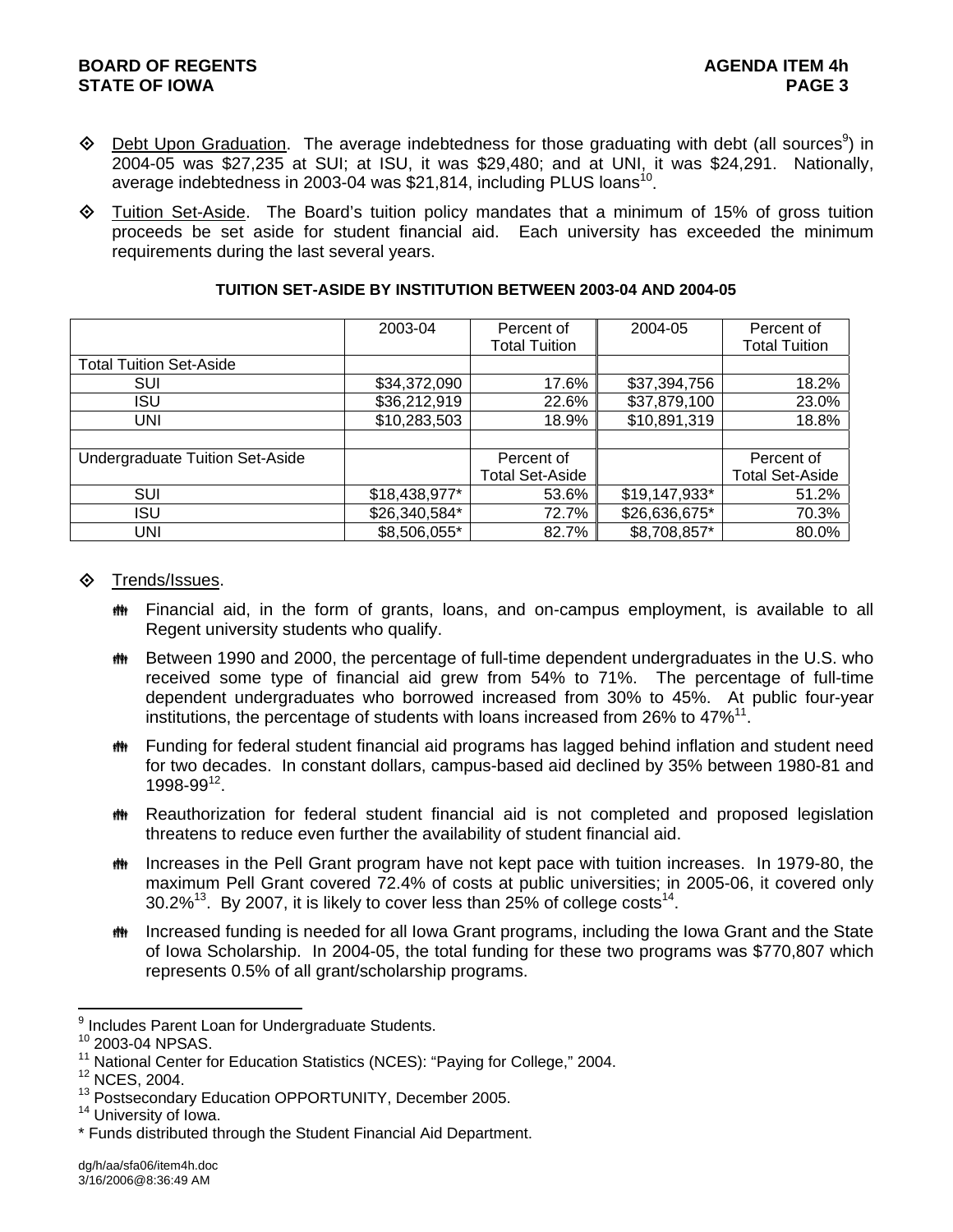- Debt Upon Graduation. The average indebtedness for those graduating with debt (all sources[9]) in 2004-05 was $27,235 at SUI; at ISU, it was $29,480; and at UNI, it was $24,291. Nationally, average indebtedness in 2003-04 was $21,814, including PLUS loans[10].

- Tuition Set-Aside. The Board's tuition policy mandates that a minimum of 15% of gross tuition proceeds be set aside for student financial aid. Each university has exceeded the minimum requirements during the last several years.

**TUITION SET-ASIDE BY INSTITUTION BETWEEN 2003-04 AND 2004-05**

| | 2003-04 | Percent of Total Tuition | 2004-05 | Percent of Total Tuition |
|---|---|---|---|---|
| Total Tuition Set-Aside | | | | |
| SUI | $34,372,090 | 17.6% | $37,394,756 | 18.2% |
| ISU | $36,212,919 | 22.6% | $37,879,100 | 23.0% |
| UNI | $10,283,503 | 18.9% | $10,891,319 | 18.8% |
| | | | | |
| Undergraduate Tuition Set-Aside | | Percent of Total Set-Aside | | Percent of Total Set-Aside |
| SUI | $18,438,977* | 53.6% | $19,147,933* | 51.2% |
| ISU | $26,340,584* | 72.7% | $26,636,675* | 70.3% |
| UNI | $8,506,055* | 82.7% | $8,708,857* | 80.0% |

- Trends/Issues.

  - Financial aid, in the form of grants, loans, and on-campus employment, is available to all Regent university students who qualify.

  - Between 1990 and 2000, the percentage of full-time dependent undergraduates in the U.S. who received some type of financial aid grew from 54% to 71%. The percentage of full-time dependent undergraduates who borrowed increased from 30% to 45%. At public four-year institutions, the percentage of students with loans increased from 26% to 47%[11].

  - Funding for federal student financial aid programs has lagged behind inflation and student need for two decades. In constant dollars, campus-based aid declined by 35% between 1980-81 and 1998-99[12].

  - Reauthorization for federal student financial aid is not completed and proposed legislation threatens to reduce even further the availability of student financial aid.

  - Increases in the Pell Grant program have not kept pace with tuition increases. In 1979-80, the maximum Pell Grant covered 72.4% of costs at public universities; in 2005-06, it covered only 30.2%[13]. By 2007, it is likely to cover less than 25% of college costs[14].

  - Increased funding is needed for all Iowa Grant programs, including the Iowa Grant and the State of Iowa Scholarship. In 2004-05, the total funding for these two programs was $770,807 which represents 0.5% of all grant/scholarship programs.

---

[9] Includes Parent Loan for Undergraduate Students.
[10] 2003-04 NPSAS.
[11] National Center for Education Statistics (NCES): "Paying for College," 2004.
[12] NCES, 2004.
[13] Postsecondary Education OPPORTUNITY, December 2005.
[14] University of Iowa.
* Funds distributed through the Student Financial Aid Department.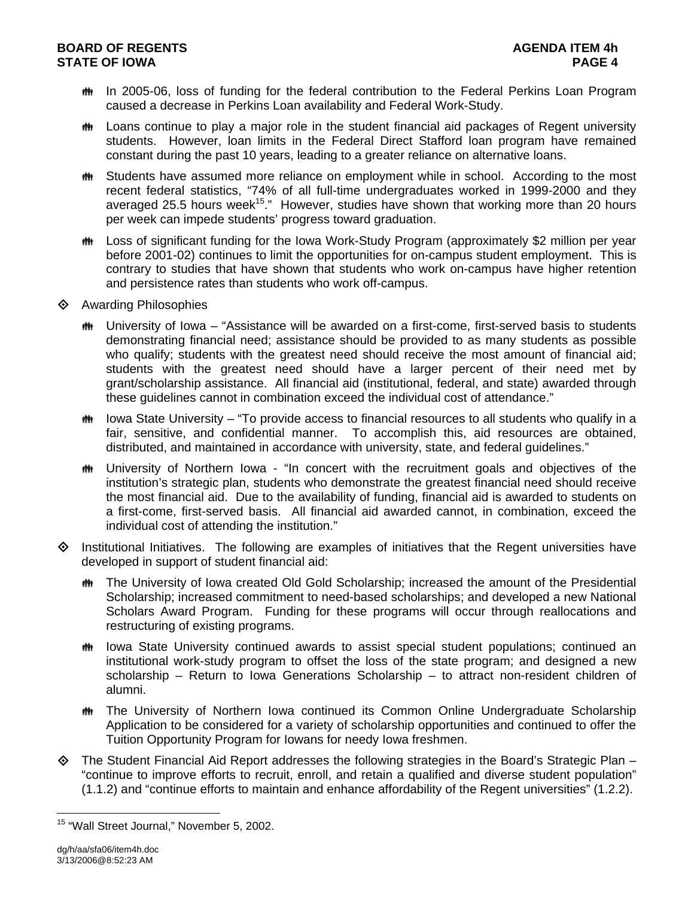- In 2005-06, loss of funding for the federal contribution to the Federal Perkins Loan Program caused a decrease in Perkins Loan availability and Federal Work-Study.
- Loans continue to play a major role in the student financial aid packages of Regent university students. However, loan limits in the Federal Direct Stafford loan program have remained constant during the past 10 years, leading to a greater reliance on alternative loans.
- Students have assumed more reliance on employment while in school. According to the most recent federal statistics, "74% of all full-time undergraduates worked in 1999-2000 and they averaged 25.5 hours week[15]." However, studies have shown that working more than 20 hours per week can impede students' progress toward graduation.
- Loss of significant funding for the Iowa Work-Study Program (approximately $2 million per year before 2001-02) continues to limit the opportunities for on-campus student employment. This is contrary to studies that have shown that students who work on-campus have higher retention and persistence rates than students who work off-campus.

- Awarding Philosophies
  - University of Iowa – "Assistance will be awarded on a first-come, first-served basis to students demonstrating financial need; assistance should be provided to as many students as possible who qualify; students with the greatest need should receive the most amount of financial aid; students with the greatest need should have a larger percent of their need met by grant/scholarship assistance. All financial aid (institutional, federal, and state) awarded through these guidelines cannot in combination exceed the individual cost of attendance."
  - Iowa State University – "To provide access to financial resources to all students who qualify in a fair, sensitive, and confidential manner. To accomplish this, aid resources are obtained, distributed, and maintained in accordance with university, state, and federal guidelines."
  - University of Northern Iowa - "In concert with the recruitment goals and objectives of the institution's strategic plan, students who demonstrate the greatest financial need should receive the most financial aid. Due to the availability of funding, financial aid is awarded to students on a first-come, first-served basis. All financial aid awarded cannot, in combination, exceed the individual cost of attending the institution."

- Institutional Initiatives. The following are examples of initiatives that the Regent universities have developed in support of student financial aid:
  - The University of Iowa created Old Gold Scholarship; increased the amount of the Presidential Scholarship; increased commitment to need-based scholarships; and developed a new National Scholars Award Program. Funding for these programs will occur through reallocations and restructuring of existing programs.
  - Iowa State University continued awards to assist special student populations; continued an institutional work-study program to offset the loss of the state program; and designed a new scholarship – Return to Iowa Generations Scholarship – to attract non-resident children of alumni.
  - The University of Northern Iowa continued its Common Online Undergraduate Scholarship Application to be considered for a variety of scholarship opportunities and continued to offer the Tuition Opportunity Program for Iowans for needy Iowa freshmen.

- The Student Financial Aid Report addresses the following strategies in the Board's Strategic Plan – "continue to improve efforts to recruit, enroll, and retain a qualified and diverse student population" (1.1.2) and "continue efforts to maintain and enhance affordability of the Regent universities" (1.2.2).

---

[15] "Wall Street Journal," November 5, 2002.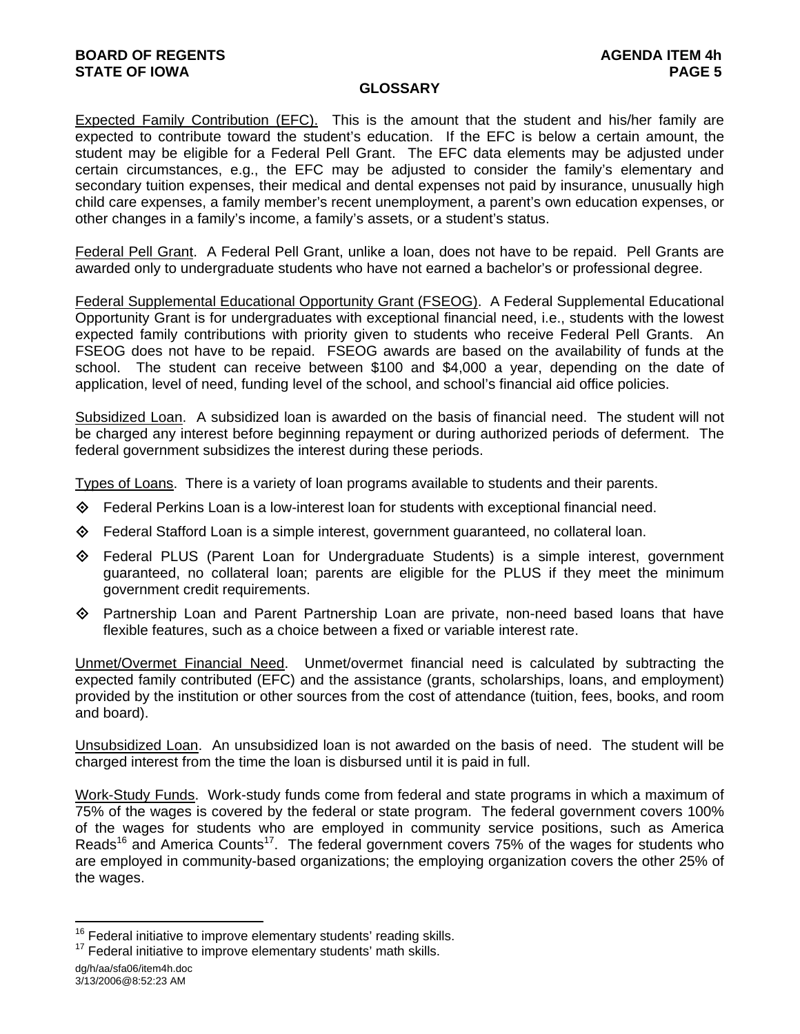## GLOSSARY

Expected Family Contribution (EFC). This is the amount that the student and his/her family are expected to contribute toward the student's education. If the EFC is below a certain amount, the student may be eligible for a Federal Pell Grant. The EFC data elements may be adjusted under certain circumstances, e.g., the EFC may be adjusted to consider the family's elementary and secondary tuition expenses, their medical and dental expenses not paid by insurance, unusually high child care expenses, a family member's recent unemployment, a parent's own education expenses, or other changes in a family's income, a family's assets, or a student's status.

Federal Pell Grant. A Federal Pell Grant, unlike a loan, does not have to be repaid. Pell Grants are awarded only to undergraduate students who have not earned a bachelor's or professional degree.

Federal Supplemental Educational Opportunity Grant (FSEOG). A Federal Supplemental Educational Opportunity Grant is for undergraduates with exceptional financial need, i.e., students with the lowest expected family contributions with priority given to students who receive Federal Pell Grants. An FSEOG does not have to be repaid. FSEOG awards are based on the availability of funds at the school. The student can receive between $100 and $4,000 a year, depending on the date of application, level of need, funding level of the school, and school's financial aid office policies.

Subsidized Loan. A subsidized loan is awarded on the basis of financial need. The student will not be charged any interest before beginning repayment or during authorized periods of deferment. The federal government subsidizes the interest during these periods.

Types of Loans. There is a variety of loan programs available to students and their parents.

- Federal Perkins Loan is a low-interest loan for students with exceptional financial need.
- Federal Stafford Loan is a simple interest, government guaranteed, no collateral loan.
- Federal PLUS (Parent Loan for Undergraduate Students) is a simple interest, government guaranteed, no collateral loan; parents are eligible for the PLUS if they meet the minimum government credit requirements.
- Partnership Loan and Parent Partnership Loan are private, non-need based loans that have flexible features, such as a choice between a fixed or variable interest rate.

Unmet/Overmet Financial Need. Unmet/overmet financial need is calculated by subtracting the expected family contributed (EFC) and the assistance (grants, scholarships, loans, and employment) provided by the institution or other sources from the cost of attendance (tuition, fees, books, and room and board).

Unsubsidized Loan. An unsubsidized loan is not awarded on the basis of need. The student will be charged interest from the time the loan is disbursed until it is paid in full.

Work-Study Funds. Work-study funds come from federal and state programs in which a maximum of 75% of the wages is covered by the federal or state program. The federal government covers 100% of the wages for students who are employed in community service positions, such as America Reads[16] and America Counts[17]. The federal government covers 75% of the wages for students who are employed in community-based organizations; the employing organization covers the other 25% of the wages.

---

[16] Federal initiative to improve elementary students' reading skills.

[17] Federal initiative to improve elementary students' math skills.

dg/h/aa/sfa06/item4h.doc
3/13/2006@8:52:23 AM